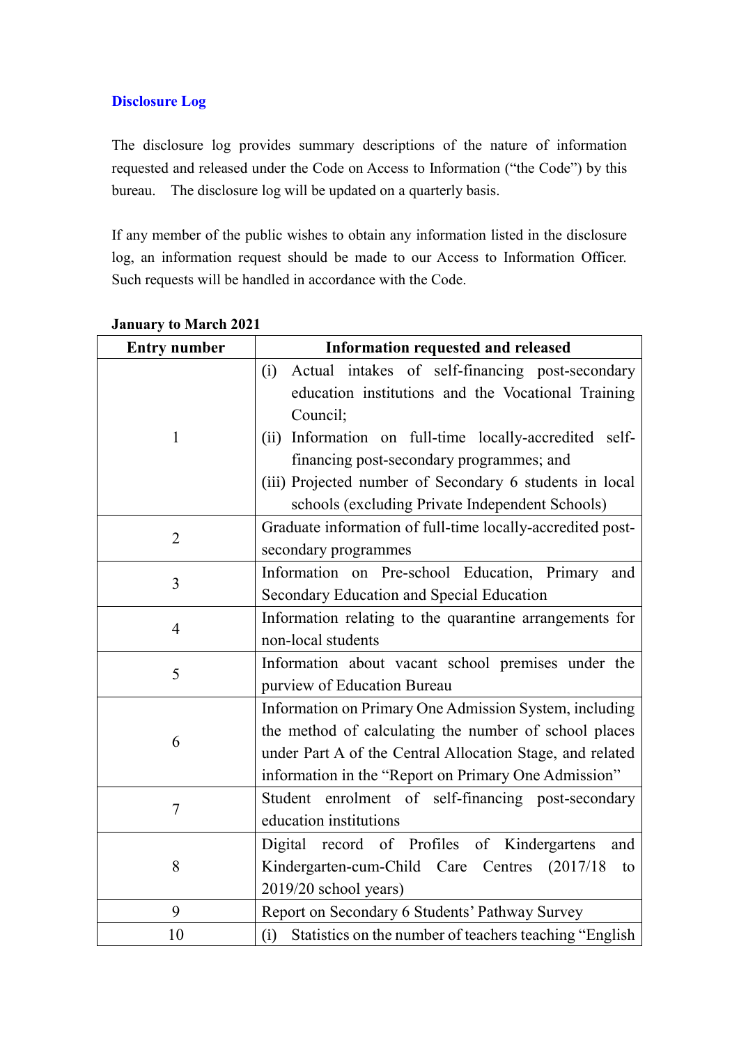## Disclosure Log

The disclosure log provides summary descriptions of the nature of information requested and released under the Code on Access to Information ("the Code") by this bureau. The disclosure log will be updated on a quarterly basis.

If any member of the public wishes to obtain any information listed in the disclosure log, an information request should be made to our Access to Information Officer. Such requests will be handled in accordance with the Code.

**January to March 2021**

| Entry number | Information requested and released |
|---|---|
| 1 | (i) Actual intakes of self-financing post-secondary education institutions and the Vocational Training Council;<br>(ii) Information on full-time locally-accredited self-financing post-secondary programmes; and<br>(iii) Projected number of Secondary 6 students in local schools (excluding Private Independent Schools) |
| 2 | Graduate information of full-time locally-accredited post-secondary programmes |
| 3 | Information on Pre-school Education, Primary and Secondary Education and Special Education |
| 4 | Information relating to the quarantine arrangements for non-local students |
| 5 | Information about vacant school premises under the purview of Education Bureau |
| 6 | Information on Primary One Admission System, including the method of calculating the number of school places under Part A of the Central Allocation Stage, and related information in the "Report on Primary One Admission" |
| 7 | Student enrolment of self-financing post-secondary education institutions |
| 8 | Digital record of Profiles of Kindergartens and Kindergarten-cum-Child Care Centres (2017/18 to 2019/20 school years) |
| 9 | Report on Secondary 6 Students' Pathway Survey |
| 10 | (i) Statistics on the number of teachers teaching "English |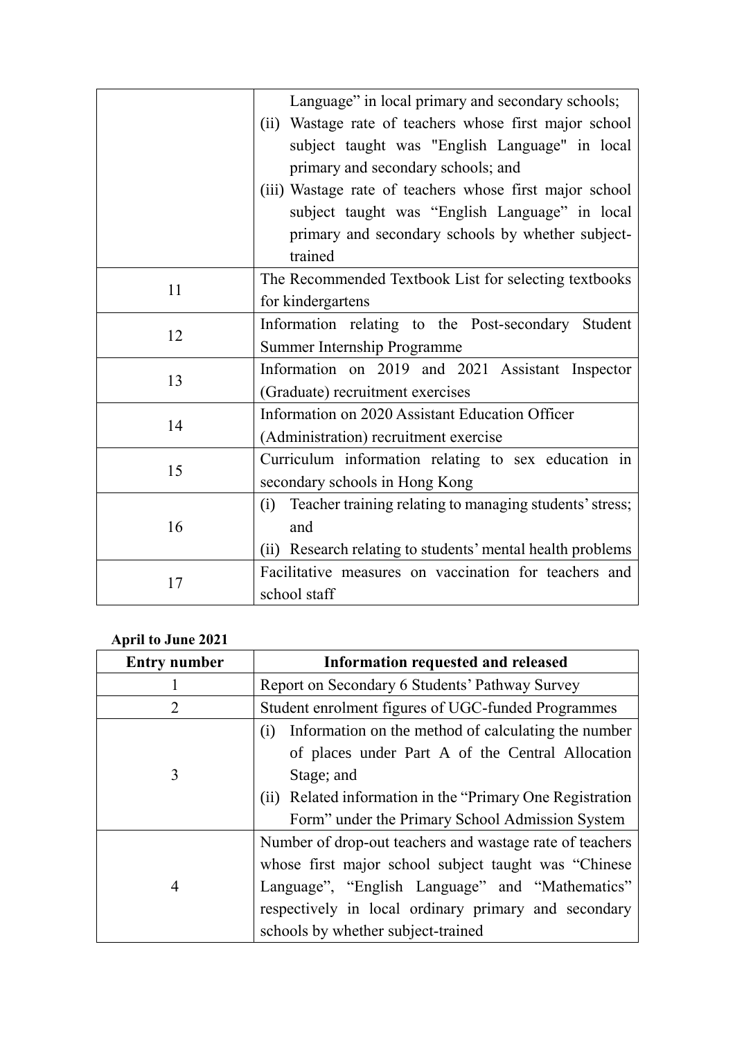| | |
|---|---|
| | Language" in local primary and secondary schools;<br>(ii) Wastage rate of teachers whose first major school subject taught was "English Language" in local primary and secondary schools; and<br>(iii) Wastage rate of teachers whose first major school subject taught was "English Language" in local primary and secondary schools by whether subject-trained |
| 11 | The Recommended Textbook List for selecting textbooks for kindergartens |
| 12 | Information relating to the Post-secondary Student Summer Internship Programme |
| 13 | Information on 2019 and 2021 Assistant Inspector (Graduate) recruitment exercises |
| 14 | Information on 2020 Assistant Education Officer (Administration) recruitment exercise |
| 15 | Curriculum information relating to sex education in secondary schools in Hong Kong |
| 16 | (i) Teacher training relating to managing students' stress; and<br>(ii) Research relating to students' mental health problems |
| 17 | Facilitative measures on vaccination for teachers and school staff |

**April to June 2021**

| Entry number | Information requested and released |
|---|---|
| 1 | Report on Secondary 6 Students' Pathway Survey |
| 2 | Student enrolment figures of UGC-funded Programmes |
| 3 | (i) Information on the method of calculating the number of places under Part A of the Central Allocation Stage; and<br>(ii) Related information in the "Primary One Registration Form" under the Primary School Admission System |
| 4 | Number of drop-out teachers and wastage rate of teachers whose first major school subject taught was "Chinese Language", "English Language" and "Mathematics" respectively in local ordinary primary and secondary schools by whether subject-trained |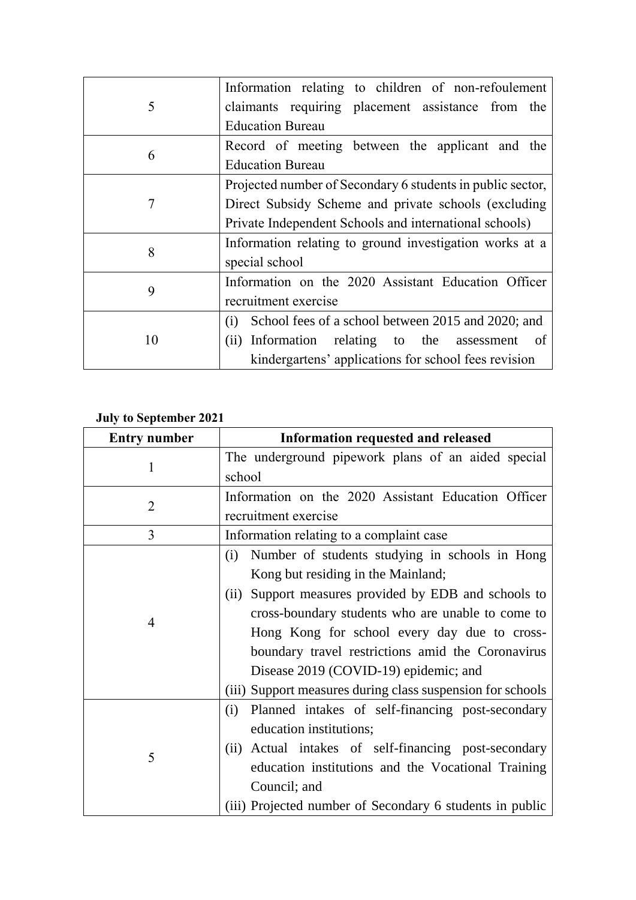| | |
|---|---|
| 5 | Information relating to children of non-refoulement claimants requiring placement assistance from the Education Bureau |
| 6 | Record of meeting between the applicant and the Education Bureau |
| 7 | Projected number of Secondary 6 students in public sector, Direct Subsidy Scheme and private schools (excluding Private Independent Schools and international schools) |
| 8 | Information relating to ground investigation works at a special school |
| 9 | Information on the 2020 Assistant Education Officer recruitment exercise |
| 10 | (i) School fees of a school between 2015 and 2020; and<br>(ii) Information relating to the assessment of kindergartens' applications for school fees revision |

**July to September 2021**

| Entry number | Information requested and released |
|---|---|
| 1 | The underground pipework plans of an aided special school |
| 2 | Information on the 2020 Assistant Education Officer recruitment exercise |
| 3 | Information relating to a complaint case |
| 4 | (i) Number of students studying in schools in Hong Kong but residing in the Mainland;<br>(ii) Support measures provided by EDB and schools to cross-boundary students who are unable to come to Hong Kong for school every day due to cross-boundary travel restrictions amid the Coronavirus Disease 2019 (COVID-19) epidemic; and<br>(iii) Support measures during class suspension for schools |
| 5 | (i) Planned intakes of self-financing post-secondary education institutions;<br>(ii) Actual intakes of self-financing post-secondary education institutions and the Vocational Training Council; and<br>(iii) Projected number of Secondary 6 students in public |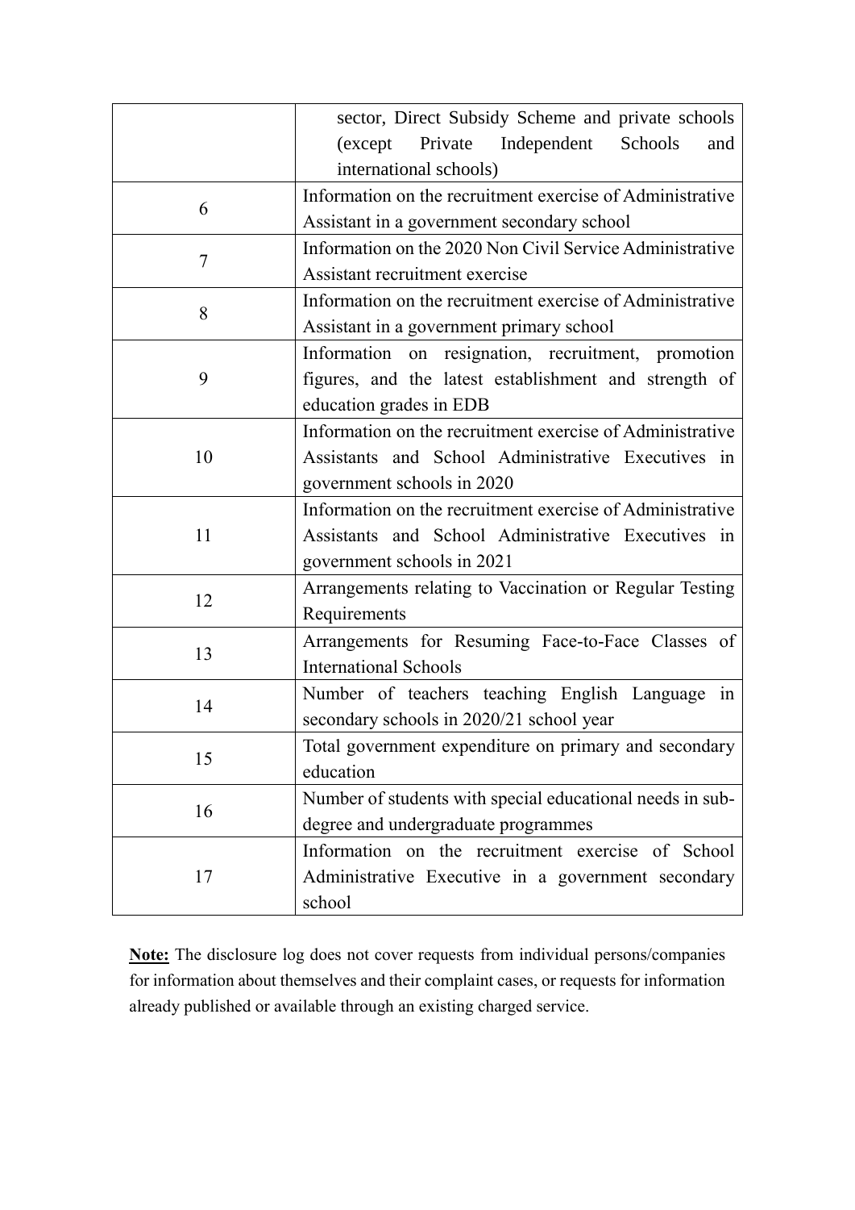| | |
|---|---|
| | sector, Direct Subsidy Scheme and private schools (except Private Independent Schools and international schools) |
| 6 | Information on the recruitment exercise of Administrative Assistant in a government secondary school |
| 7 | Information on the 2020 Non Civil Service Administrative Assistant recruitment exercise |
| 8 | Information on the recruitment exercise of Administrative Assistant in a government primary school |
| 9 | Information on resignation, recruitment, promotion figures, and the latest establishment and strength of education grades in EDB |
| 10 | Information on the recruitment exercise of Administrative Assistants and School Administrative Executives in government schools in 2020 |
| 11 | Information on the recruitment exercise of Administrative Assistants and School Administrative Executives in government schools in 2021 |
| 12 | Arrangements relating to Vaccination or Regular Testing Requirements |
| 13 | Arrangements for Resuming Face-to-Face Classes of International Schools |
| 14 | Number of teachers teaching English Language in secondary schools in 2020/21 school year |
| 15 | Total government expenditure on primary and secondary education |
| 16 | Number of students with special educational needs in sub-degree and undergraduate programmes |
| 17 | Information on the recruitment exercise of School Administrative Executive in a government secondary school |

**Note:** The disclosure log does not cover requests from individual persons/companies for information about themselves and their complaint cases, or requests for information already published or available through an existing charged service.